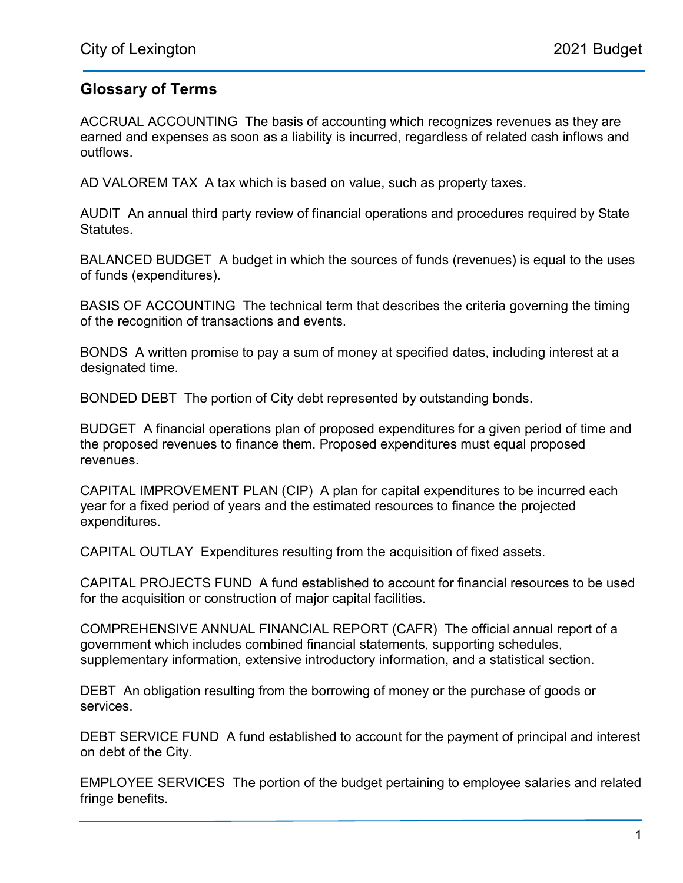## Glossary of Terms

ACCRUAL ACCOUNTING  The basis of accounting which recognizes revenues as they are earned and expenses as soon as a liability is incurred, regardless of related cash inflows and outflows.

AD VALOREM TAX  A tax which is based on value, such as property taxes.

AUDIT  An annual third party review of financial operations and procedures required by State Statutes.

BALANCED BUDGET  A budget in which the sources of funds (revenues) is equal to the uses of funds (expenditures).

BASIS OF ACCOUNTING  The technical term that describes the criteria governing the timing of the recognition of transactions and events.

BONDS  A written promise to pay a sum of money at specified dates, including interest at a designated time.

BONDED DEBT  The portion of City debt represented by outstanding bonds.

BUDGET  A financial operations plan of proposed expenditures for a given period of time and the proposed revenues to finance them. Proposed expenditures must equal proposed revenues.

CAPITAL IMPROVEMENT PLAN (CIP)  A plan for capital expenditures to be incurred each year for a fixed period of years and the estimated resources to finance the projected expenditures.

CAPITAL OUTLAY  Expenditures resulting from the acquisition of fixed assets.

CAPITAL PROJECTS FUND  A fund established to account for financial resources to be used for the acquisition or construction of major capital facilities.

COMPREHENSIVE ANNUAL FINANCIAL REPORT (CAFR)  The official annual report of a government which includes combined financial statements, supporting schedules, supplementary information, extensive introductory information, and a statistical section.

DEBT  An obligation resulting from the borrowing of money or the purchase of goods or services.

DEBT SERVICE FUND  A fund established to account for the payment of principal and interest on debt of the City.

EMPLOYEE SERVICES  The portion of the budget pertaining to employee salaries and related fringe benefits.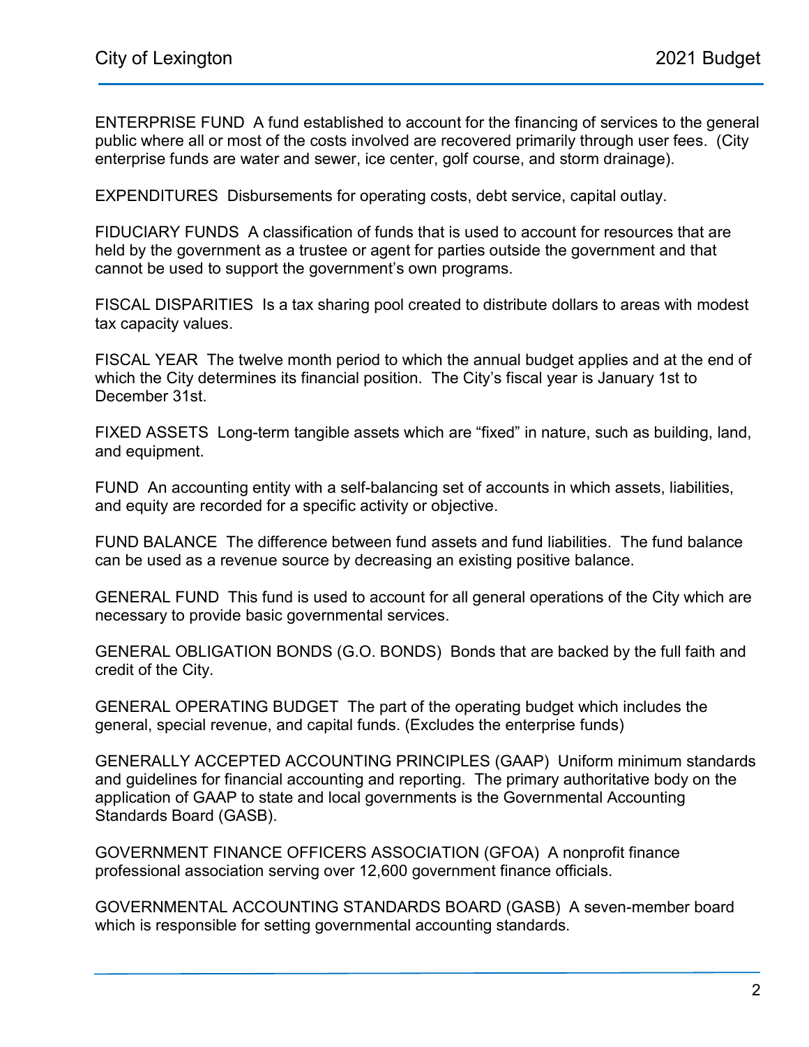ENTERPRISE FUND  A fund established to account for the financing of services to the general public where all or most of the costs involved are recovered primarily through user fees.  (City enterprise funds are water and sewer, ice center, golf course, and storm drainage).

EXPENDITURES  Disbursements for operating costs, debt service, capital outlay.

FIDUCIARY FUNDS  A classification of funds that is used to account for resources that are held by the government as a trustee or agent for parties outside the government and that cannot be used to support the government's own programs.

FISCAL DISPARITIES  Is a tax sharing pool created to distribute dollars to areas with modest tax capacity values.

FISCAL YEAR  The twelve month period to which the annual budget applies and at the end of which the City determines its financial position.  The City's fiscal year is January 1st to December 31st.

FIXED ASSETS  Long-term tangible assets which are "fixed" in nature, such as building, land, and equipment.

FUND  An accounting entity with a self-balancing set of accounts in which assets, liabilities, and equity are recorded for a specific activity or objective.

FUND BALANCE  The difference between fund assets and fund liabilities.  The fund balance can be used as a revenue source by decreasing an existing positive balance.

GENERAL FUND  This fund is used to account for all general operations of the City which are necessary to provide basic governmental services.

GENERAL OBLIGATION BONDS (G.O. BONDS)  Bonds that are backed by the full faith and credit of the City.

GENERAL OPERATING BUDGET  The part of the operating budget which includes the general, special revenue, and capital funds. (Excludes the enterprise funds)

GENERALLY ACCEPTED ACCOUNTING PRINCIPLES (GAAP)  Uniform minimum standards and guidelines for financial accounting and reporting.  The primary authoritative body on the application of GAAP to state and local governments is the Governmental Accounting Standards Board (GASB).

GOVERNMENT FINANCE OFFICERS ASSOCIATION (GFOA)  A nonprofit finance professional association serving over 12,600 government finance officials.

GOVERNMENTAL ACCOUNTING STANDARDS BOARD (GASB)  A seven-member board which is responsible for setting governmental accounting standards.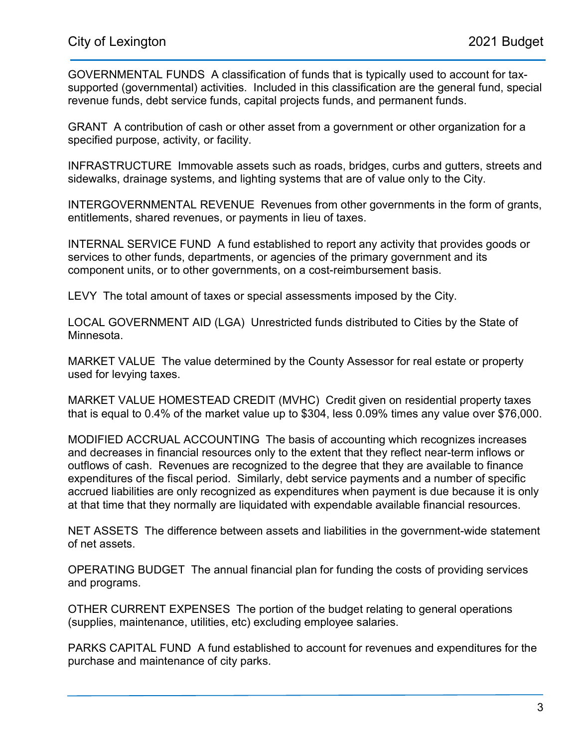GOVERNMENTAL FUNDS A classification of funds that is typically used to account for tax-supported (governmental) activities. Included in this classification are the general fund, special revenue funds, debt service funds, capital projects funds, and permanent funds.

GRANT A contribution of cash or other asset from a government or other organization for a specified purpose, activity, or facility.

INFRASTRUCTURE Immovable assets such as roads, bridges, curbs and gutters, streets and sidewalks, drainage systems, and lighting systems that are of value only to the City.

INTERGOVERNMENTAL REVENUE Revenues from other governments in the form of grants, entitlements, shared revenues, or payments in lieu of taxes.

INTERNAL SERVICE FUND A fund established to report any activity that provides goods or services to other funds, departments, or agencies of the primary government and its component units, or to other governments, on a cost-reimbursement basis.

LEVY The total amount of taxes or special assessments imposed by the City.

LOCAL GOVERNMENT AID (LGA) Unrestricted funds distributed to Cities by the State of Minnesota.

MARKET VALUE The value determined by the County Assessor for real estate or property used for levying taxes.

MARKET VALUE HOMESTEAD CREDIT (MVHC) Credit given on residential property taxes that is equal to 0.4% of the market value up to $304, less 0.09% times any value over $76,000.

MODIFIED ACCRUAL ACCOUNTING The basis of accounting which recognizes increases and decreases in financial resources only to the extent that they reflect near-term inflows or outflows of cash. Revenues are recognized to the degree that they are available to finance expenditures of the fiscal period. Similarly, debt service payments and a number of specific accrued liabilities are only recognized as expenditures when payment is due because it is only at that time that they normally are liquidated with expendable available financial resources.

NET ASSETS The difference between assets and liabilities in the government-wide statement of net assets.

OPERATING BUDGET The annual financial plan for funding the costs of providing services and programs.

OTHER CURRENT EXPENSES The portion of the budget relating to general operations (supplies, maintenance, utilities, etc) excluding employee salaries.

PARKS CAPITAL FUND A fund established to account for revenues and expenditures for the purchase and maintenance of city parks.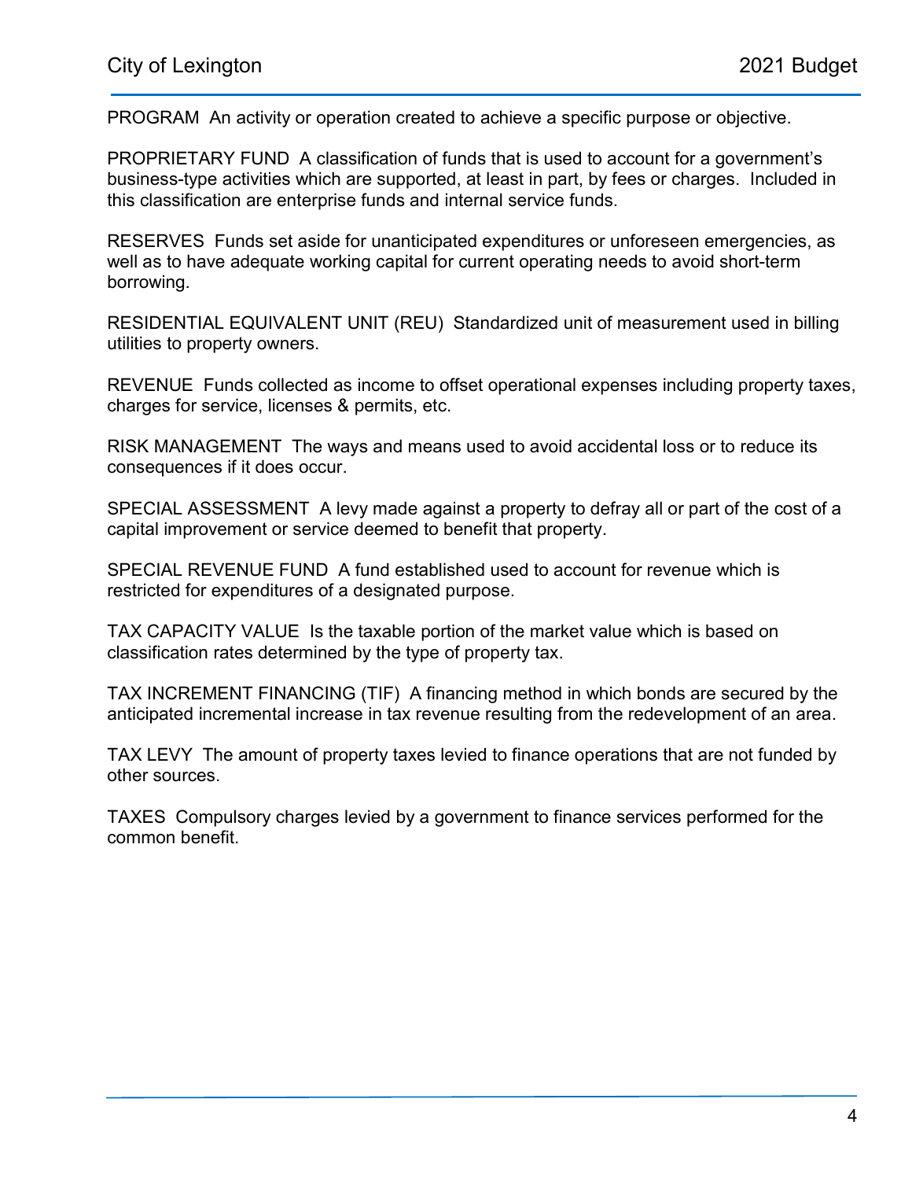PROGRAM  An activity or operation created to achieve a specific purpose or objective.

PROPRIETARY FUND  A classification of funds that is used to account for a government's business-type activities which are supported, at least in part, by fees or charges.  Included in this classification are enterprise funds and internal service funds.

RESERVES  Funds set aside for unanticipated expenditures or unforeseen emergencies, as well as to have adequate working capital for current operating needs to avoid short-term borrowing.

RESIDENTIAL EQUIVALENT UNIT (REU)  Standardized unit of measurement used in billing utilities to property owners.

REVENUE  Funds collected as income to offset operational expenses including property taxes, charges for service, licenses & permits, etc.

RISK MANAGEMENT  The ways and means used to avoid accidental loss or to reduce its consequences if it does occur.

SPECIAL ASSESSMENT  A levy made against a property to defray all or part of the cost of a capital improvement or service deemed to benefit that property.

SPECIAL REVENUE FUND  A fund established used to account for revenue which is restricted for expenditures of a designated purpose.

TAX CAPACITY VALUE  Is the taxable portion of the market value which is based on classification rates determined by the type of property tax.

TAX INCREMENT FINANCING (TIF)  A financing method in which bonds are secured by the anticipated incremental increase in tax revenue resulting from the redevelopment of an area.

TAX LEVY  The amount of property taxes levied to finance operations that are not funded by other sources.

TAXES  Compulsory charges levied by a government to finance services performed for the common benefit.